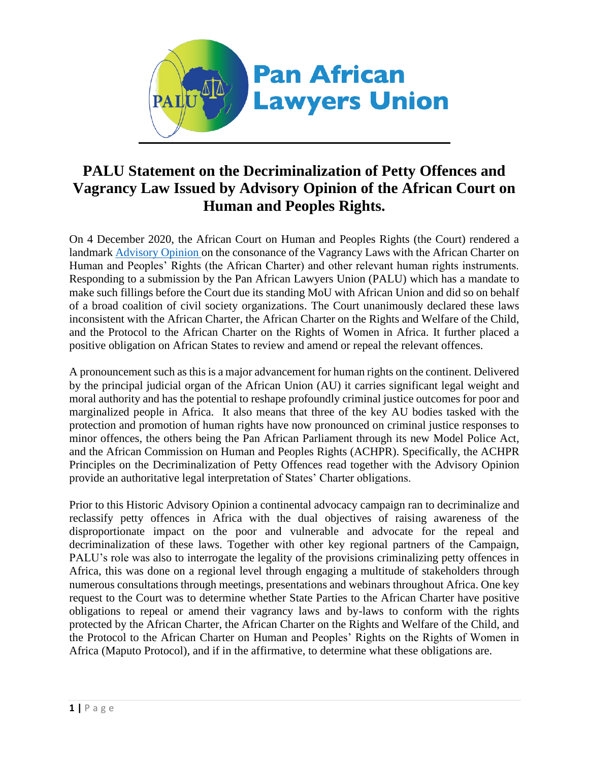Pan African Lawyers Union

# PALU Statement on the Decriminalization of Petty Offences and Vagrancy Law Issued by Advisory Opinion of the African Court on Human and Peoples Rights.

On 4 December 2020, the African Court on Human and Peoples Rights (the Court) rendered a landmark Advisory Opinion on the consonance of the Vagrancy Laws with the African Charter on Human and Peoples' Rights (the African Charter) and other relevant human rights instruments. Responding to a submission by the Pan African Lawyers Union (PALU) which has a mandate to make such fillings before the Court due its standing MoU with African Union and did so on behalf of a broad coalition of civil society organizations. The Court unanimously declared these laws inconsistent with the African Charter, the African Charter on the Rights and Welfare of the Child, and the Protocol to the African Charter on the Rights of Women in Africa. It further placed a positive obligation on African States to review and amend or repeal the relevant offences.

A pronouncement such as this is a major advancement for human rights on the continent. Delivered by the principal judicial organ of the African Union (AU) it carries significant legal weight and moral authority and has the potential to reshape profoundly criminal justice outcomes for poor and marginalized people in Africa. It also means that three of the key AU bodies tasked with the protection and promotion of human rights have now pronounced on criminal justice responses to minor offences, the others being the Pan African Parliament through its new Model Police Act, and the African Commission on Human and Peoples Rights (ACHPR). Specifically, the ACHPR Principles on the Decriminalization of Petty Offences read together with the Advisory Opinion provide an authoritative legal interpretation of States' Charter obligations.

Prior to this Historic Advisory Opinion a continental advocacy campaign ran to decriminalize and reclassify petty offences in Africa with the dual objectives of raising awareness of the disproportionate impact on the poor and vulnerable and advocate for the repeal and decriminalization of these laws. Together with other key regional partners of the Campaign, PALU's role was also to interrogate the legality of the provisions criminalizing petty offences in Africa, this was done on a regional level through engaging a multitude of stakeholders through numerous consultations through meetings, presentations and webinars throughout Africa. One key request to the Court was to determine whether State Parties to the African Charter have positive obligations to repeal or amend their vagrancy laws and by-laws to conform with the rights protected by the African Charter, the African Charter on the Rights and Welfare of the Child, and the Protocol to the African Charter on Human and Peoples' Rights on the Rights of Women in Africa (Maputo Protocol), and if in the affirmative, to determine what these obligations are.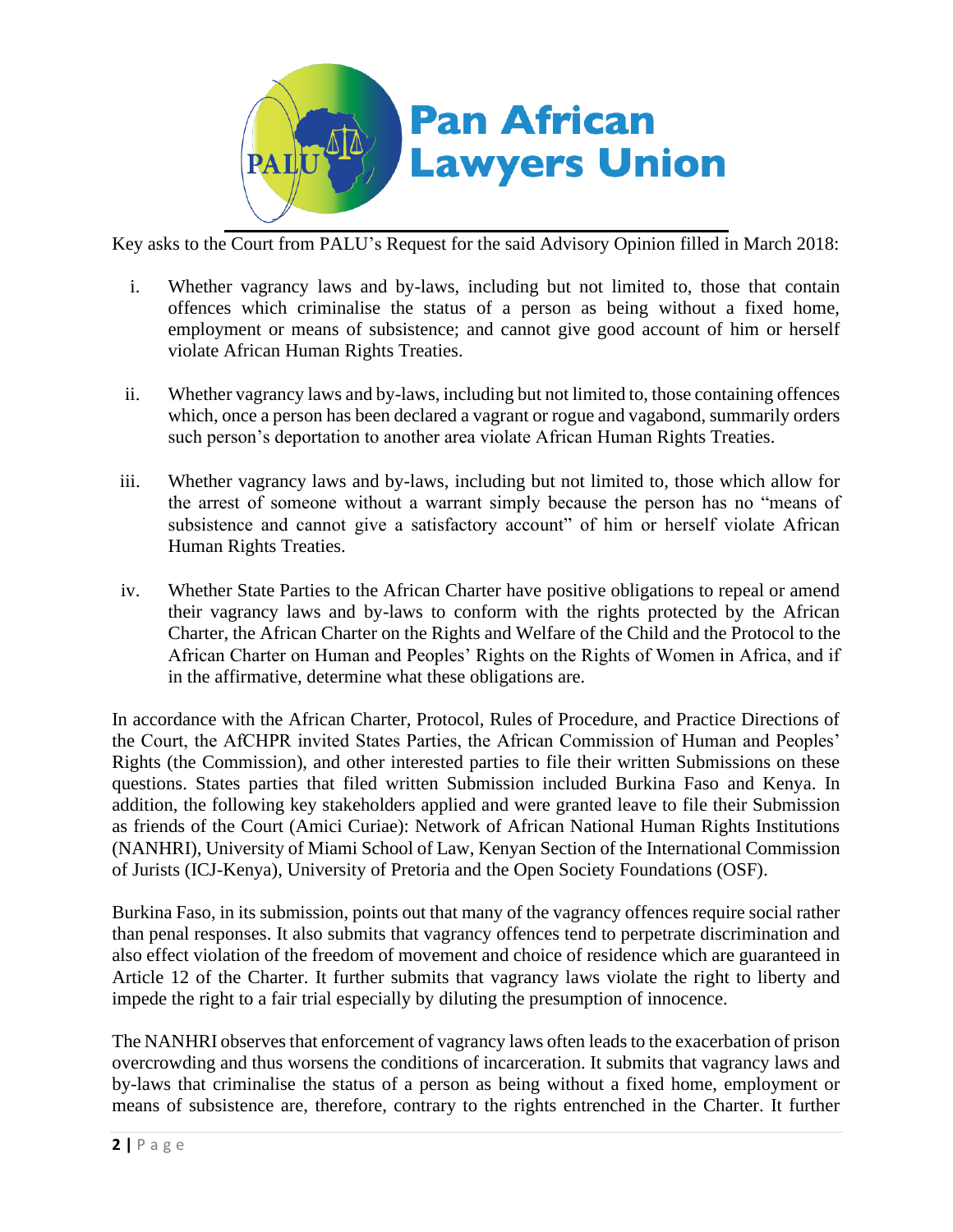Key asks to the Court from PALU's Request for the said Advisory Opinion filled in March 2018:

i. Whether vagrancy laws and by-laws, including but not limited to, those that contain offences which criminalise the status of a person as being without a fixed home, employment or means of subsistence; and cannot give good account of him or herself violate African Human Rights Treaties.

ii. Whether vagrancy laws and by-laws, including but not limited to, those containing offences which, once a person has been declared a vagrant or rogue and vagabond, summarily orders such person's deportation to another area violate African Human Rights Treaties.

iii. Whether vagrancy laws and by-laws, including but not limited to, those which allow for the arrest of someone without a warrant simply because the person has no "means of subsistence and cannot give a satisfactory account" of him or herself violate African Human Rights Treaties.

iv. Whether State Parties to the African Charter have positive obligations to repeal or amend their vagrancy laws and by-laws to conform with the rights protected by the African Charter, the African Charter on the Rights and Welfare of the Child and the Protocol to the African Charter on Human and Peoples' Rights on the Rights of Women in Africa, and if in the affirmative, determine what these obligations are.

In accordance with the African Charter, Protocol, Rules of Procedure, and Practice Directions of the Court, the AfCHPR invited States Parties, the African Commission of Human and Peoples' Rights (the Commission), and other interested parties to file their written Submissions on these questions. States parties that filed written Submission included Burkina Faso and Kenya. In addition, the following key stakeholders applied and were granted leave to file their Submission as friends of the Court (Amici Curiae): Network of African National Human Rights Institutions (NANHRI), University of Miami School of Law, Kenyan Section of the International Commission of Jurists (ICJ-Kenya), University of Pretoria and the Open Society Foundations (OSF).

Burkina Faso, in its submission, points out that many of the vagrancy offences require social rather than penal responses. It also submits that vagrancy offences tend to perpetrate discrimination and also effect violation of the freedom of movement and choice of residence which are guaranteed in Article 12 of the Charter. It further submits that vagrancy laws violate the right to liberty and impede the right to a fair trial especially by diluting the presumption of innocence.

The NANHRI observes that enforcement of vagrancy laws often leads to the exacerbation of prison overcrowding and thus worsens the conditions of incarceration. It submits that vagrancy laws and by-laws that criminalise the status of a person as being without a fixed home, employment or means of subsistence are, therefore, contrary to the rights entrenched in the Charter. It further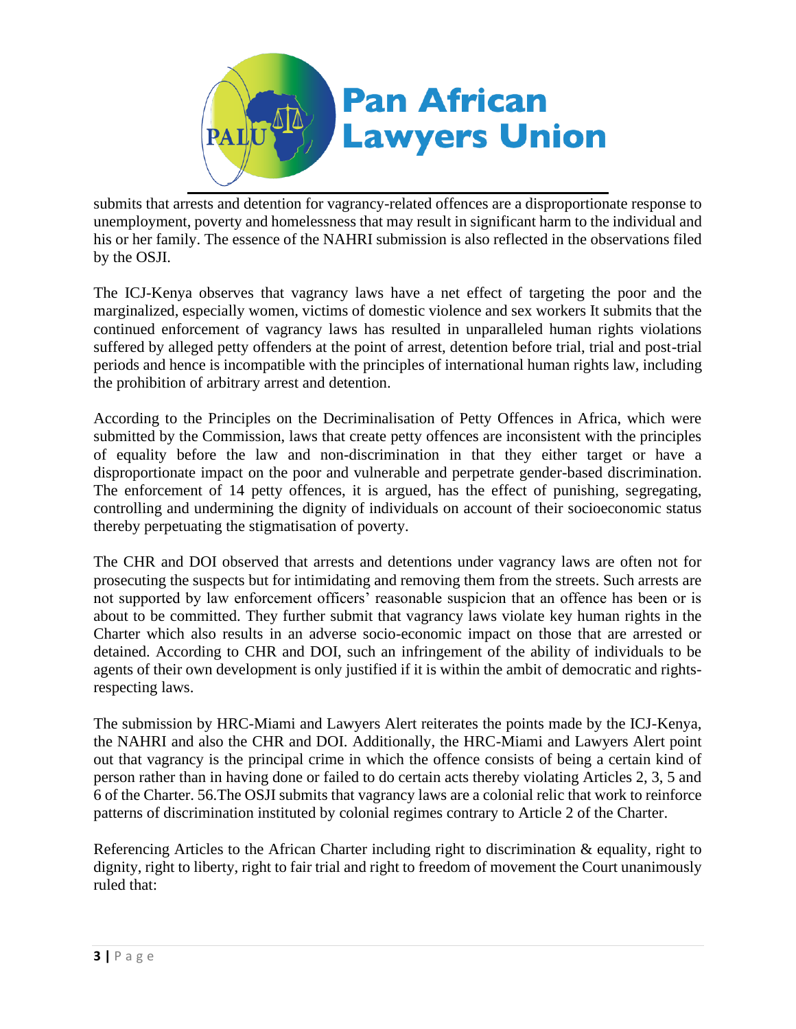submits that arrests and detention for vagrancy-related offences are a disproportionate response to unemployment, poverty and homelessness that may result in significant harm to the individual and his or her family. The essence of the NAHRI submission is also reflected in the observations filed by the OSJI.

The ICJ-Kenya observes that vagrancy laws have a net effect of targeting the poor and the marginalized, especially women, victims of domestic violence and sex workers It submits that the continued enforcement of vagrancy laws has resulted in unparalleled human rights violations suffered by alleged petty offenders at the point of arrest, detention before trial, trial and post-trial periods and hence is incompatible with the principles of international human rights law, including the prohibition of arbitrary arrest and detention.

According to the Principles on the Decriminalisation of Petty Offences in Africa, which were submitted by the Commission, laws that create petty offences are inconsistent with the principles of equality before the law and non-discrimination in that they either target or have a disproportionate impact on the poor and vulnerable and perpetrate gender-based discrimination. The enforcement of 14 petty offences, it is argued, has the effect of punishing, segregating, controlling and undermining the dignity of individuals on account of their socioeconomic status thereby perpetuating the stigmatisation of poverty.

The CHR and DOI observed that arrests and detentions under vagrancy laws are often not for prosecuting the suspects but for intimidating and removing them from the streets. Such arrests are not supported by law enforcement officers' reasonable suspicion that an offence has been or is about to be committed. They further submit that vagrancy laws violate key human rights in the Charter which also results in an adverse socio-economic impact on those that are arrested or detained. According to CHR and DOI, such an infringement of the ability of individuals to be agents of their own development is only justified if it is within the ambit of democratic and rights-respecting laws.

The submission by HRC-Miami and Lawyers Alert reiterates the points made by the ICJ-Kenya, the NAHRI and also the CHR and DOI. Additionally, the HRC-Miami and Lawyers Alert point out that vagrancy is the principal crime in which the offence consists of being a certain kind of person rather than in having done or failed to do certain acts thereby violating Articles 2, 3, 5 and 6 of the Charter. 56.The OSJI submits that vagrancy laws are a colonial relic that work to reinforce patterns of discrimination instituted by colonial regimes contrary to Article 2 of the Charter.

Referencing Articles to the African Charter including right to discrimination & equality, right to dignity, right to liberty, right to fair trial and right to freedom of movement the Court unanimously ruled that: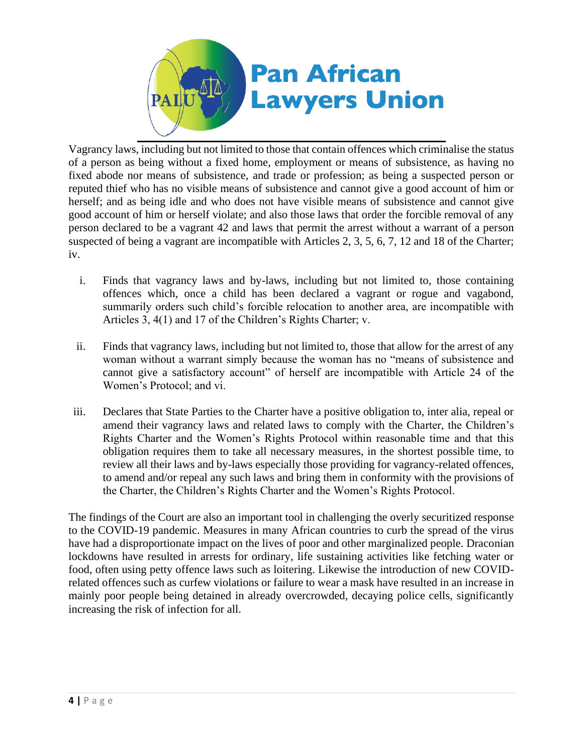Vagrancy laws, including but not limited to those that contain offences which criminalise the status of a person as being without a fixed home, employment or means of subsistence, as having no fixed abode nor means of subsistence, and trade or profession; as being a suspected person or reputed thief who has no visible means of subsistence and cannot give a good account of him or herself; and as being idle and who does not have visible means of subsistence and cannot give good account of him or herself violate; and also those laws that order the forcible removal of any person declared to be a vagrant 42 and laws that permit the arrest without a warrant of a person suspected of being a vagrant are incompatible with Articles 2, 3, 5, 6, 7, 12 and 18 of the Charter; iv.

i. Finds that vagrancy laws and by-laws, including but not limited to, those containing offences which, once a child has been declared a vagrant or rogue and vagabond, summarily orders such child's forcible relocation to another area, are incompatible with Articles 3, 4(1) and 17 of the Children's Rights Charter; v.

ii. Finds that vagrancy laws, including but not limited to, those that allow for the arrest of any woman without a warrant simply because the woman has no "means of subsistence and cannot give a satisfactory account" of herself are incompatible with Article 24 of the Women's Protocol; and vi.

iii. Declares that State Parties to the Charter have a positive obligation to, inter alia, repeal or amend their vagrancy laws and related laws to comply with the Charter, the Children's Rights Charter and the Women's Rights Protocol within reasonable time and that this obligation requires them to take all necessary measures, in the shortest possible time, to review all their laws and by-laws especially those providing for vagrancy-related offences, to amend and/or repeal any such laws and bring them in conformity with the provisions of the Charter, the Children's Rights Charter and the Women's Rights Protocol.

The findings of the Court are also an important tool in challenging the overly securitized response to the COVID-19 pandemic. Measures in many African countries to curb the spread of the virus have had a disproportionate impact on the lives of poor and other marginalized people. Draconian lockdowns have resulted in arrests for ordinary, life sustaining activities like fetching water or food, often using petty offence laws such as loitering. Likewise the introduction of new COVID-related offences such as curfew violations or failure to wear a mask have resulted in an increase in mainly poor people being detained in already overcrowded, decaying police cells, significantly increasing the risk of infection for all.